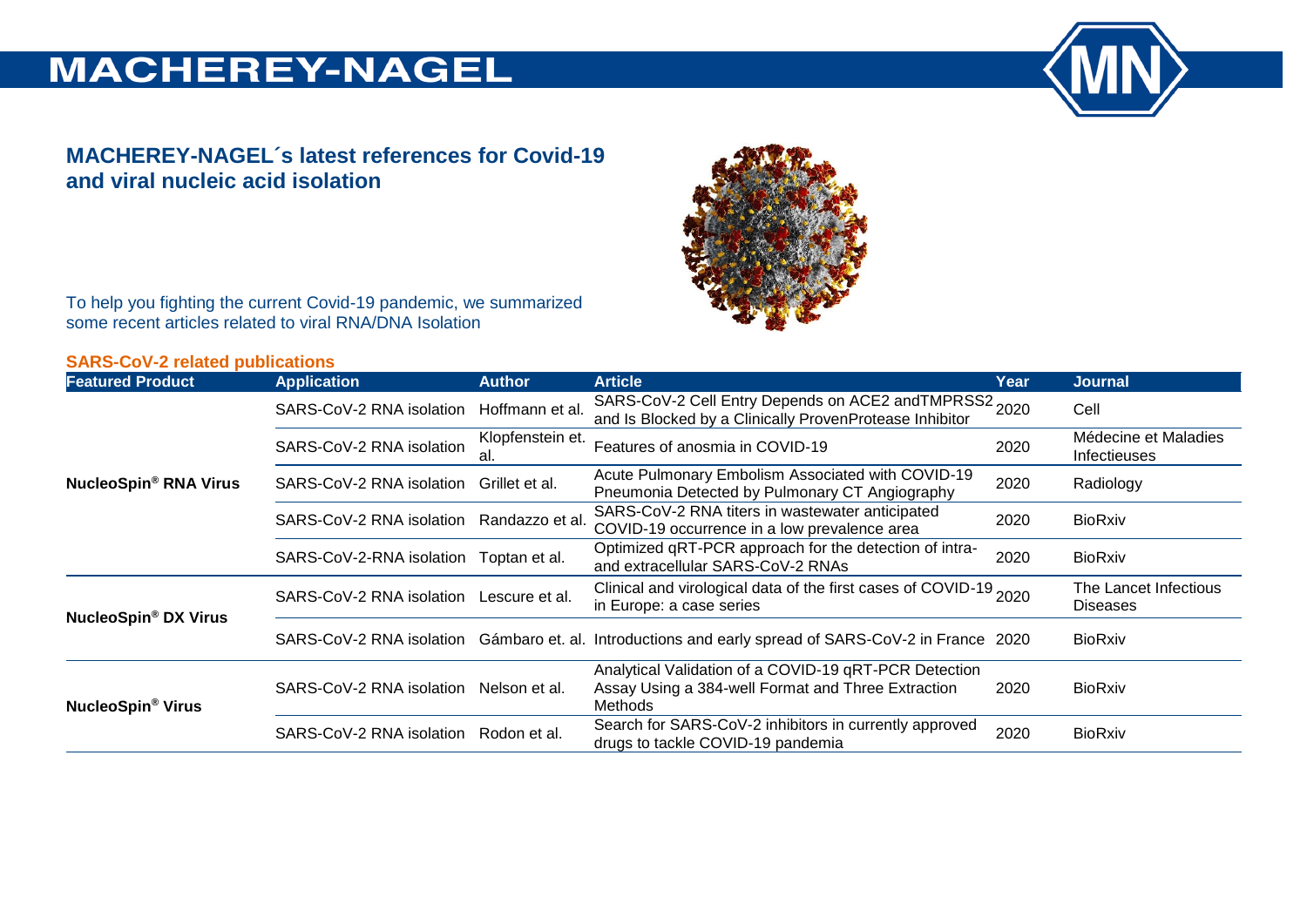# MACHEREY-NAGEL

## MACHEREY-NAGEL´s latest references for Covid-19 and viral nucleic acid isolation

To help you fighting the current Covid-19 pandemic, we summarized some recent articles related to viral RNA/DNA Isolation

### SARS-CoV-2 related publications

| Featured Product | Application | Author | Article | Year | Journal |
|---|---|---|---|---|---|
| **NucleoSpin® RNA Virus** | SARS-CoV-2 RNA isolation | Hoffmann et al. | SARS-CoV-2 Cell Entry Depends on ACE2 andTMPRSS2 and Is Blocked by a Clinically ProvenProtease Inhibitor | 2020 | Cell |
| | SARS-CoV-2 RNA isolation | Klopfenstein et. al. | Features of anosmia in COVID-19 | 2020 | Médecine et Maladies Infectieuses |
| | SARS-CoV-2 RNA isolation | Grillet et al. | Acute Pulmonary Embolism Associated with COVID-19 Pneumonia Detected by Pulmonary CT Angiography | 2020 | Radiology |
| | SARS-CoV-2 RNA isolation | Randazzo et al. | SARS-CoV-2 RNA titers in wastewater anticipated COVID-19 occurrence in a low prevalence area | 2020 | BioRxiv |
| | SARS-CoV-2-RNA isolation | Toptan et al. | Optimized qRT-PCR approach for the detection of intra- and extracellular SARS-CoV-2 RNAs | 2020 | BioRxiv |
| **NucleoSpin® DX Virus** | SARS-CoV-2 RNA isolation | Lescure et al. | Clinical and virological data of the first cases of COVID-19 in Europe: a case series | 2020 | The Lancet Infectious Diseases |
| | SARS-CoV-2 RNA isolation | Gámbaro et. al. | Introductions and early spread of SARS-CoV-2 in France | 2020 | BioRxiv |
| **NucleoSpin® Virus** | SARS-CoV-2 RNA isolation | Nelson et al. | Analytical Validation of a COVID-19 qRT-PCR Detection Assay Using a 384-well Format and Three Extraction Methods | 2020 | BioRxiv |
| | SARS-CoV-2 RNA isolation | Rodon et al. | Search for SARS-CoV-2 inhibitors in currently approved drugs to tackle COVID-19 pandemia | 2020 | BioRxiv |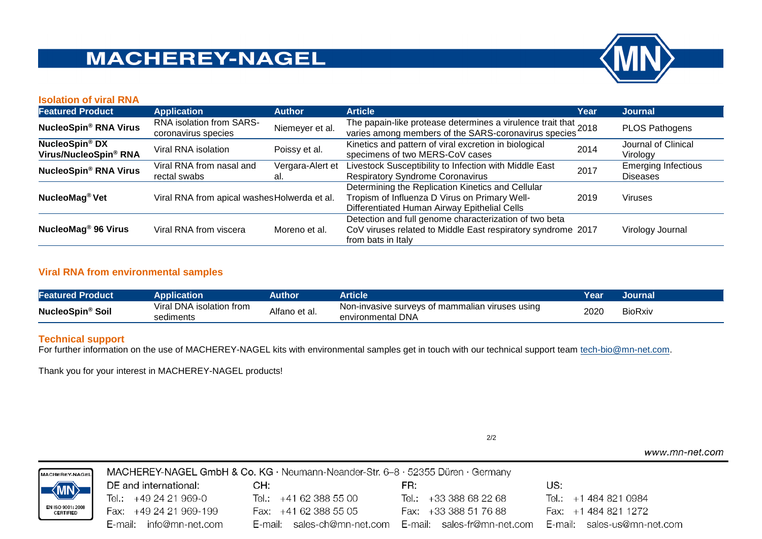## Isolation of viral RNA

| Featured Product | Application | Author | Article | Year | Journal |
|---|---|---|---|---|---|
| **NucleoSpin® RNA Virus** | RNA isolation from SARS-coronavirus species | Niemeyer et al. | The papain-like protease determines a virulence trait that varies among members of the SARS-coronavirus species | 2018 | PLOS Pathogens |
| **NucleoSpin® DX Virus/NucleoSpin® RNA** | Viral RNA isolation | Poissy et al. | Kinetics and pattern of viral excretion in biological specimens of two MERS-CoV cases | 2014 | Journal of Clinical Virology |
| **NucleoSpin® RNA Virus** | Viral RNA from nasal and rectal swabs | Vergara-Alert et al. | Livestock Susceptibility to Infection with Middle East Respiratory Syndrome Coronavirus | 2017 | Emerging Infectious Diseases |
| **NucleoMag® Vet** | Viral RNA from apical washes | Holwerda et al. | Determining the Replication Kinetics and Cellular Tropism of Influenza D Virus on Primary Well-Differentiated Human Airway Epithelial Cells | 2019 | Viruses |
| **NucleoMag® 96 Virus** | Viral RNA from viscera | Moreno et al. | Detection and full genome characterization of two beta CoV viruses related to Middle East respiratory syndrome from bats in Italy | 2017 | Virology Journal |

## Viral RNA from environmental samples

| Featured Product | Application | Author | Article | Year | Journal |
|---|---|---|---|---|---|
| **NucleoSpin® Soil** | Viral DNA isolation from sediments | Alfano et al. | Non-invasive surveys of mammalian viruses using environmental DNA | 2020 | BioRxiv |

## Technical support

For further information on the use of MACHEREY-NAGEL kits with environmental samples get in touch with our technical support team tech-bio@mn-net.com.

Thank you for your interest in MACHEREY-NAGEL products!